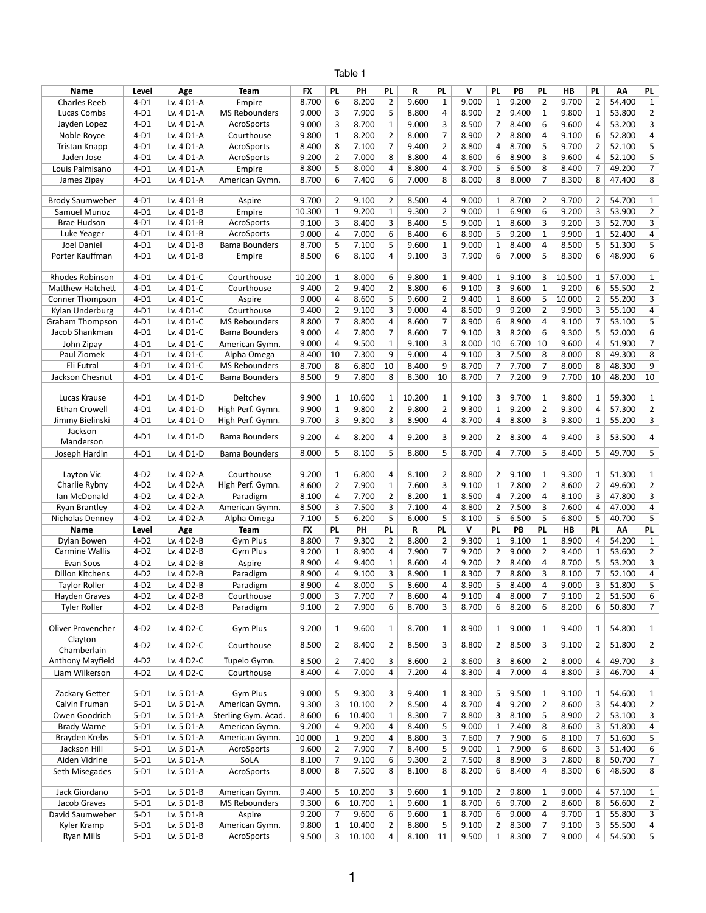Table 1

| Name | Level | Age | Team | FX | PL | PH | PL | R | PL | V | PL | PB | PL | HB | PL | AA | PL |
|---|---|---|---|---|---|---|---|---|---|---|---|---|---|---|---|---|---|
| Charles Reeb | 4-D1 | Lv. 4 D1-A | Empire | 8.700 | 6 | 8.200 | 2 | 9.600 | 1 | 9.000 | 1 | 9.200 | 2 | 9.700 | 2 | 54.400 | 1 |
| Lucas Combs | 4-D1 | Lv. 4 D1-A | MS Rebounders | 9.000 | 3 | 7.900 | 5 | 8.800 | 4 | 8.900 | 2 | 9.400 | 1 | 9.800 | 1 | 53.800 | 2 |
| Jayden Lopez | 4-D1 | Lv. 4 D1-A | AcroSports | 9.000 | 3 | 8.700 | 1 | 9.000 | 3 | 8.500 | 7 | 8.400 | 6 | 9.600 | 4 | 53.200 | 3 |
| Noble Royce | 4-D1 | Lv. 4 D1-A | Courthouse | 9.800 | 1 | 8.200 | 2 | 8.000 | 7 | 8.900 | 2 | 8.800 | 4 | 9.100 | 6 | 52.800 | 4 |
| Tristan Knapp | 4-D1 | Lv. 4 D1-A | AcroSports | 8.400 | 8 | 7.100 | 7 | 9.400 | 2 | 8.800 | 4 | 8.700 | 5 | 9.700 | 2 | 52.100 | 5 |
| Jaden Jose | 4-D1 | Lv. 4 D1-A | AcroSports | 9.200 | 2 | 7.000 | 8 | 8.800 | 4 | 8.600 | 6 | 8.900 | 3 | 9.600 | 4 | 52.100 | 5 |
| Louis Palmisano | 4-D1 | Lv. 4 D1-A | Empire | 8.800 | 5 | 8.000 | 4 | 8.800 | 4 | 8.700 | 5 | 6.500 | 8 | 8.400 | 7 | 49.200 | 7 |
| James Zipay | 4-D1 | Lv. 4 D1-A | American Gymn. | 8.700 | 6 | 7.400 | 6 | 7.000 | 8 | 8.000 | 8 | 8.000 | 7 | 8.300 | 8 | 47.400 | 8 |
| | | | | | | | | | | | | | | | | | |
| Brody Saumweber | 4-D1 | Lv. 4 D1-B | Aspire | 9.700 | 2 | 9.100 | 2 | 8.500 | 4 | 9.000 | 1 | 8.700 | 2 | 9.700 | 2 | 54.700 | 1 |
| Samuel Munoz | 4-D1 | Lv. 4 D1-B | Empire | 10.300 | 1 | 9.200 | 1 | 9.300 | 2 | 9.000 | 1 | 6.900 | 6 | 9.200 | 3 | 53.900 | 2 |
| Brae Hudson | 4-D1 | Lv. 4 D1-B | AcroSports | 9.100 | 3 | 8.400 | 3 | 8.400 | 5 | 9.000 | 1 | 8.600 | 3 | 9.200 | 3 | 52.700 | 3 |
| Luke Yeager | 4-D1 | Lv. 4 D1-B | AcroSports | 9.000 | 4 | 7.000 | 6 | 8.400 | 6 | 8.900 | 5 | 9.200 | 1 | 9.900 | 1 | 52.400 | 4 |
| Joel Daniel | 4-D1 | Lv. 4 D1-B | Bama Bounders | 8.700 | 5 | 7.100 | 5 | 9.600 | 1 | 9.000 | 1 | 8.400 | 4 | 8.500 | 5 | 51.300 | 5 |
| Porter Kauffman | 4-D1 | Lv. 4 D1-B | Empire | 8.500 | 6 | 8.100 | 4 | 9.100 | 3 | 7.900 | 6 | 7.000 | 5 | 8.300 | 6 | 48.900 | 6 |
| | | | | | | | | | | | | | | | | | |
| Rhodes Robinson | 4-D1 | Lv. 4 D1-C | Courthouse | 10.200 | 1 | 8.000 | 6 | 9.800 | 1 | 9.400 | 1 | 9.100 | 3 | 10.500 | 1 | 57.000 | 1 |
| Matthew Hatchett | 4-D1 | Lv. 4 D1-C | Courthouse | 9.400 | 2 | 9.400 | 2 | 8.800 | 6 | 9.100 | 3 | 9.600 | 1 | 9.200 | 6 | 55.500 | 2 |
| Conner Thompson | 4-D1 | Lv. 4 D1-C | Aspire | 9.000 | 4 | 8.600 | 5 | 9.600 | 2 | 9.400 | 1 | 8.600 | 5 | 10.000 | 2 | 55.200 | 3 |
| Kylan Underburg | 4-D1 | Lv. 4 D1-C | Courthouse | 9.400 | 2 | 9.100 | 3 | 9.000 | 4 | 8.500 | 9 | 9.200 | 2 | 9.900 | 3 | 55.100 | 4 |
| Graham Thompson | 4-D1 | Lv. 4 D1-C | MS Rebounders | 8.800 | 7 | 8.800 | 4 | 8.600 | 7 | 8.900 | 6 | 8.900 | 4 | 9.100 | 7 | 53.100 | 5 |
| Jacob Shankman | 4-D1 | Lv. 4 D1-C | Bama Bounders | 9.000 | 4 | 7.800 | 7 | 8.600 | 7 | 9.100 | 3 | 8.200 | 6 | 9.300 | 5 | 52.000 | 6 |
| John Zipay | 4-D1 | Lv. 4 D1-C | American Gymn. | 9.000 | 4 | 9.500 | 1 | 9.100 | 3 | 8.000 | 10 | 6.700 | 10 | 9.600 | 4 | 51.900 | 7 |
| Paul Ziomek | 4-D1 | Lv. 4 D1-C | Alpha Omega | 8.400 | 10 | 7.300 | 9 | 9.000 | 4 | 9.100 | 3 | 7.500 | 8 | 8.000 | 8 | 49.300 | 8 |
| Eli Futral | 4-D1 | Lv. 4 D1-C | MS Rebounders | 8.700 | 8 | 6.800 | 10 | 8.400 | 9 | 8.700 | 7 | 7.700 | 7 | 8.000 | 8 | 48.300 | 9 |
| Jackson Chesnut | 4-D1 | Lv. 4 D1-C | Bama Bounders | 8.500 | 9 | 7.800 | 8 | 8.300 | 10 | 8.700 | 7 | 7.200 | 9 | 7.700 | 10 | 48.200 | 10 |
| | | | | | | | | | | | | | | | | | |
| Lucas Krause | 4-D1 | Lv. 4 D1-D | Deltchev | 9.900 | 1 | 10.600 | 1 | 10.200 | 1 | 9.100 | 3 | 9.700 | 1 | 9.800 | 1 | 59.300 | 1 |
| Ethan Crowell | 4-D1 | Lv. 4 D1-D | High Perf. Gymn. | 9.900 | 1 | 9.800 | 2 | 9.800 | 2 | 9.300 | 1 | 9.200 | 2 | 9.300 | 4 | 57.300 | 2 |
| Jimmy Bielinski | 4-D1 | Lv. 4 D1-D | High Perf. Gymn. | 9.700 | 3 | 9.300 | 3 | 8.900 | 4 | 8.700 | 4 | 8.800 | 3 | 9.800 | 1 | 55.200 | 3 |
| Jackson Manderson | 4-D1 | Lv. 4 D1-D | Bama Bounders | 9.200 | 4 | 8.200 | 4 | 9.200 | 3 | 9.200 | 2 | 8.300 | 4 | 9.400 | 3 | 53.500 | 4 |
| Joseph Hardin | 4-D1 | Lv. 4 D1-D | Bama Bounders | 8.000 | 5 | 8.100 | 5 | 8.800 | 5 | 8.700 | 4 | 7.700 | 5 | 8.400 | 5 | 49.700 | 5 |
| | | | | | | | | | | | | | | | | | |
| Layton Vic | 4-D2 | Lv. 4 D2-A | Courthouse | 9.200 | 1 | 6.800 | 4 | 8.100 | 2 | 8.800 | 2 | 9.100 | 1 | 9.300 | 1 | 51.300 | 1 |
| Charlie Rybny | 4-D2 | Lv. 4 D2-A | High Perf. Gymn. | 8.600 | 2 | 7.900 | 1 | 7.600 | 3 | 9.100 | 1 | 7.800 | 2 | 8.600 | 2 | 49.600 | 2 |
| Ian McDonald | 4-D2 | Lv. 4 D2-A | Paradigm | 8.100 | 4 | 7.700 | 2 | 8.200 | 1 | 8.500 | 4 | 7.200 | 4 | 8.100 | 3 | 47.800 | 3 |
| Ryan Brantley | 4-D2 | Lv. 4 D2-A | American Gymn. | 8.500 | 3 | 7.500 | 3 | 7.100 | 4 | 8.800 | 2 | 7.500 | 3 | 7.600 | 4 | 47.000 | 4 |
| Nicholas Denney | 4-D2 | Lv. 4 D2-A | Alpha Omega | 7.100 | 5 | 6.200 | 5 | 6.000 | 5 | 8.100 | 5 | 6.500 | 5 | 6.800 | 5 | 40.700 | 5 |
| Name | Level | Age | Team | FX | PL | PH | PL | R | PL | V | PL | PB | PL | HB | PL | AA | PL |
| Dylan Bowen | 4-D2 | Lv. 4 D2-B | Gym Plus | 8.800 | 7 | 9.300 | 2 | 8.800 | 2 | 9.300 | 1 | 9.100 | 1 | 8.900 | 4 | 54.200 | 1 |
| Carmine Wallis | 4-D2 | Lv. 4 D2-B | Gym Plus | 9.200 | 1 | 8.900 | 4 | 7.900 | 7 | 9.200 | 2 | 9.000 | 2 | 9.400 | 1 | 53.600 | 2 |
| Evan Soos | 4-D2 | Lv. 4 D2-B | Aspire | 8.900 | 4 | 9.400 | 1 | 8.600 | 4 | 9.200 | 2 | 8.400 | 4 | 8.700 | 5 | 53.200 | 3 |
| Dillon Kitchens | 4-D2 | Lv. 4 D2-B | Paradigm | 8.900 | 4 | 9.100 | 3 | 8.900 | 1 | 8.300 | 7 | 8.800 | 3 | 8.100 | 7 | 52.100 | 4 |
| Taylor Roller | 4-D2 | Lv. 4 D2-B | Paradigm | 8.900 | 4 | 8.000 | 5 | 8.600 | 4 | 8.900 | 5 | 8.400 | 4 | 9.000 | 3 | 51.800 | 5 |
| Hayden Graves | 4-D2 | Lv. 4 D2-B | Courthouse | 9.000 | 3 | 7.700 | 7 | 8.600 | 4 | 9.100 | 4 | 8.000 | 7 | 9.100 | 2 | 51.500 | 6 |
| Tyler Roller | 4-D2 | Lv. 4 D2-B | Paradigm | 9.100 | 2 | 7.900 | 6 | 8.700 | 3 | 8.700 | 6 | 8.200 | 6 | 8.200 | 6 | 50.800 | 7 |
| | | | | | | | | | | | | | | | | | |
| Oliver Provencher | 4-D2 | Lv. 4 D2-C | Gym Plus | 9.200 | 1 | 9.600 | 1 | 8.700 | 1 | 8.900 | 1 | 9.000 | 1 | 9.400 | 1 | 54.800 | 1 |
| Clayton Chamberlain | 4-D2 | Lv. 4 D2-C | Courthouse | 8.500 | 2 | 8.400 | 2 | 8.500 | 3 | 8.800 | 2 | 8.500 | 3 | 9.100 | 2 | 51.800 | 2 |
| Anthony Mayfield | 4-D2 | Lv. 4 D2-C | Tupelo Gymn. | 8.500 | 2 | 7.400 | 3 | 8.600 | 2 | 8.600 | 3 | 8.600 | 2 | 8.000 | 4 | 49.700 | 3 |
| Liam Wilkerson | 4-D2 | Lv. 4 D2-C | Courthouse | 8.400 | 4 | 7.000 | 4 | 7.200 | 4 | 8.300 | 4 | 7.000 | 4 | 8.800 | 3 | 46.700 | 4 |
| | | | | | | | | | | | | | | | | | |
| Zackary Getter | 5-D1 | Lv. 5 D1-A | Gym Plus | 9.000 | 5 | 9.300 | 3 | 9.400 | 1 | 8.300 | 5 | 9.500 | 1 | 9.100 | 1 | 54.600 | 1 |
| Calvin Fruman | 5-D1 | Lv. 5 D1-A | American Gymn. | 9.300 | 3 | 10.100 | 2 | 8.500 | 4 | 8.700 | 4 | 9.200 | 2 | 8.600 | 3 | 54.400 | 2 |
| Owen Goodrich | 5-D1 | Lv. 5 D1-A | Sterling Gym. Acad. | 8.600 | 6 | 10.400 | 1 | 8.300 | 7 | 8.800 | 3 | 8.100 | 5 | 8.900 | 2 | 53.100 | 3 |
| Brady Warne | 5-D1 | Lv. 5 D1-A | American Gymn. | 9.200 | 4 | 9.200 | 4 | 8.400 | 5 | 9.000 | 1 | 7.400 | 8 | 8.600 | 3 | 51.800 | 4 |
| Brayden Krebs | 5-D1 | Lv. 5 D1-A | American Gymn. | 10.000 | 1 | 9.200 | 4 | 8.800 | 3 | 7.600 | 7 | 7.900 | 6 | 8.100 | 7 | 51.600 | 5 |
| Jackson Hill | 5-D1 | Lv. 5 D1-A | AcroSports | 9.600 | 2 | 7.900 | 7 | 8.400 | 5 | 9.000 | 1 | 7.900 | 6 | 8.600 | 3 | 51.400 | 6 |
| Aiden Vidrine | 5-D1 | Lv. 5 D1-A | SoLA | 8.100 | 7 | 9.100 | 6 | 9.300 | 2 | 7.500 | 8 | 8.900 | 3 | 7.800 | 8 | 50.700 | 7 |
| Seth Misegades | 5-D1 | Lv. 5 D1-A | AcroSports | 8.000 | 8 | 7.500 | 8 | 8.100 | 8 | 8.200 | 6 | 8.400 | 4 | 8.300 | 6 | 48.500 | 8 |
| | | | | | | | | | | | | | | | | | |
| Jack Giordano | 5-D1 | Lv. 5 D1-B | American Gymn. | 9.400 | 5 | 10.200 | 3 | 9.600 | 1 | 9.100 | 2 | 9.800 | 1 | 9.000 | 4 | 57.100 | 1 |
| Jacob Graves | 5-D1 | Lv. 5 D1-B | MS Rebounders | 9.300 | 6 | 10.700 | 1 | 9.600 | 1 | 8.700 | 6 | 9.700 | 2 | 8.600 | 8 | 56.600 | 2 |
| David Saumweber | 5-D1 | Lv. 5 D1-B | Aspire | 9.200 | 7 | 9.600 | 6 | 9.600 | 1 | 8.700 | 6 | 9.000 | 4 | 9.700 | 1 | 55.800 | 3 |
| Kyler Kramp | 5-D1 | Lv. 5 D1-B | American Gymn. | 9.800 | 1 | 10.400 | 2 | 8.800 | 5 | 9.100 | 2 | 8.300 | 7 | 9.100 | 3 | 55.500 | 4 |
| Ryan Mills | 5-D1 | Lv. 5 D1-B | AcroSports | 9.500 | 3 | 10.100 | 4 | 8.100 | 11 | 9.500 | 1 | 8.300 | 7 | 9.000 | 4 | 54.500 | 5 |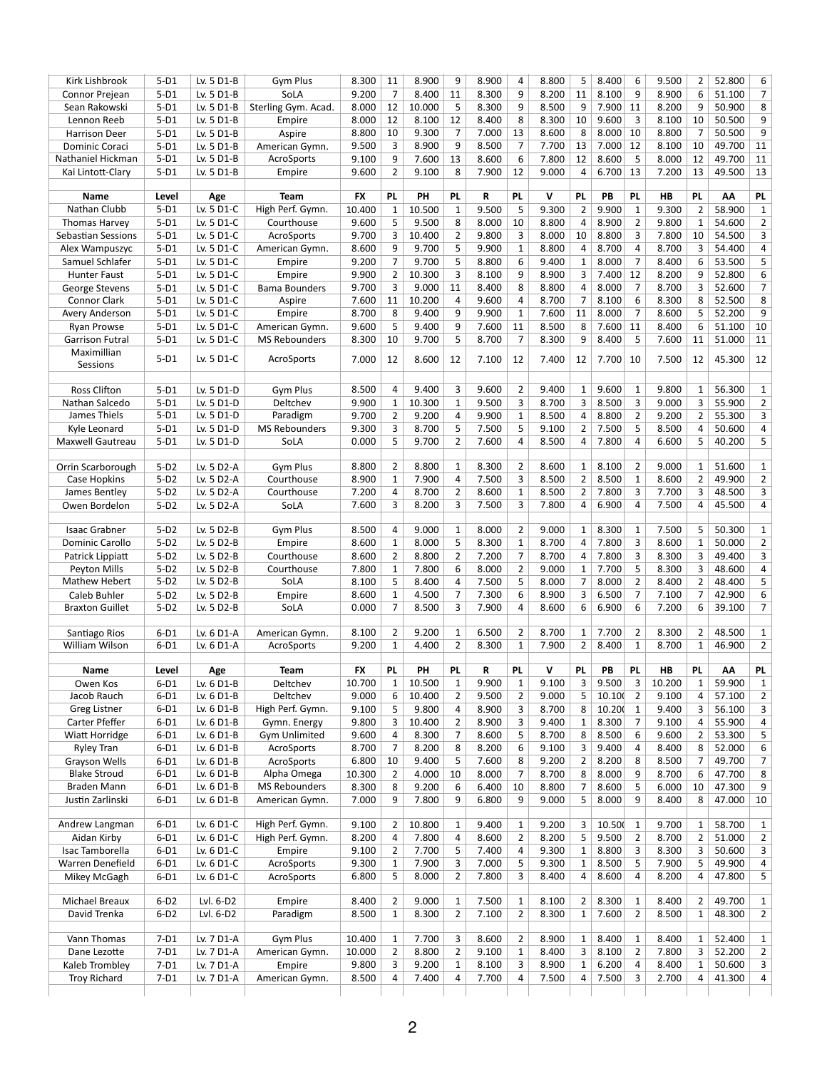| Name | Level | Age | Team | FX | PL | PH | PL | R | PL | V | PL | PB | PL | HB | PL | AA | PL |
|---|---|---|---|---|---|---|---|---|---|---|---|---|---|---|---|---|---|
| Kirk Lishbrook | 5-D1 | Lv. 5 D1-B | Gym Plus | 8.300 | 11 | 8.900 | 9 | 8.900 | 4 | 8.800 | 5 | 8.400 | 6 | 9.500 | 2 | 52.800 | 6 |
| Connor Prejean | 5-D1 | Lv. 5 D1-B | SoLA | 9.200 | 7 | 8.400 | 11 | 8.300 | 9 | 8.200 | 11 | 8.100 | 9 | 8.900 | 6 | 51.100 | 7 |
| Sean Rakowski | 5-D1 | Lv. 5 D1-B | Sterling Gym. Acad. | 8.000 | 12 | 10.000 | 5 | 8.300 | 9 | 8.500 | 9 | 7.900 | 11 | 8.200 | 9 | 50.900 | 8 |
| Lennon Reeb | 5-D1 | Lv. 5 D1-B | Empire | 8.000 | 12 | 8.100 | 12 | 8.400 | 8 | 8.300 | 10 | 9.600 | 3 | 8.100 | 10 | 50.500 | 9 |
| Harrison Deer | 5-D1 | Lv. 5 D1-B | Aspire | 8.800 | 10 | 9.300 | 7 | 7.000 | 13 | 8.600 | 8 | 8.000 | 10 | 8.800 | 7 | 50.500 | 9 |
| Dominic Coraci | 5-D1 | Lv. 5 D1-B | American Gymn. | 9.500 | 3 | 8.900 | 9 | 8.500 | 7 | 7.700 | 13 | 7.000 | 12 | 8.100 | 10 | 49.700 | 11 |
| Nathaniel Hickman | 5-D1 | Lv. 5 D1-B | AcroSports | 9.100 | 9 | 7.600 | 13 | 8.600 | 6 | 7.800 | 12 | 8.600 | 5 | 8.000 | 12 | 49.700 | 11 |
| Kai Lintott-Clary | 5-D1 | Lv. 5 D1-B | Empire | 9.600 | 2 | 9.100 | 8 | 7.900 | 12 | 9.000 | 4 | 6.700 | 13 | 7.200 | 13 | 49.500 | 13 |

| Name | Level | Age | Team | FX | PL | PH | PL | R | PL | V | PL | PB | PL | HB | PL | AA | PL |
|---|---|---|---|---|---|---|---|---|---|---|---|---|---|---|---|---|---|
| Nathan Clubb | 5-D1 | Lv. 5 D1-C | High Perf. Gymn. | 10.400 | 1 | 10.500 | 1 | 9.500 | 5 | 9.300 | 2 | 9.900 | 1 | 9.300 | 2 | 58.900 | 1 |
| Thomas Harvey | 5-D1 | Lv. 5 D1-C | Courthouse | 9.600 | 5 | 9.500 | 8 | 8.000 | 10 | 8.800 | 4 | 8.900 | 2 | 9.800 | 1 | 54.600 | 2 |
| Sebastian Sessions | 5-D1 | Lv. 5 D1-C | AcroSports | 9.700 | 3 | 10.400 | 2 | 9.800 | 3 | 8.000 | 10 | 8.800 | 3 | 7.800 | 10 | 54.500 | 3 |
| Alex Wampuszyc | 5-D1 | Lv. 5 D1-C | American Gymn. | 8.600 | 9 | 9.700 | 5 | 9.900 | 1 | 8.800 | 4 | 8.700 | 4 | 8.700 | 3 | 54.400 | 4 |
| Samuel Schlafer | 5-D1 | Lv. 5 D1-C | Empire | 9.200 | 7 | 9.700 | 5 | 8.800 | 6 | 9.400 | 1 | 8.000 | 7 | 8.400 | 6 | 53.500 | 5 |
| Hunter Faust | 5-D1 | Lv. 5 D1-C | Empire | 9.900 | 2 | 10.300 | 3 | 8.100 | 9 | 8.900 | 3 | 7.400 | 12 | 8.200 | 9 | 52.800 | 6 |
| George Stevens | 5-D1 | Lv. 5 D1-C | Bama Bounders | 9.700 | 3 | 9.000 | 11 | 8.400 | 8 | 8.800 | 4 | 8.000 | 7 | 8.700 | 3 | 52.600 | 7 |
| Connor Clark | 5-D1 | Lv. 5 D1-C | Aspire | 7.600 | 11 | 10.200 | 4 | 9.600 | 4 | 8.700 | 7 | 8.100 | 6 | 8.300 | 8 | 52.500 | 8 |
| Avery Anderson | 5-D1 | Lv. 5 D1-C | Empire | 8.700 | 8 | 9.400 | 9 | 9.900 | 1 | 7.600 | 11 | 8.000 | 7 | 8.600 | 5 | 52.200 | 9 |
| Ryan Prowse | 5-D1 | Lv. 5 D1-C | American Gymn. | 9.600 | 5 | 9.400 | 9 | 7.600 | 11 | 8.500 | 8 | 7.600 | 11 | 8.400 | 6 | 51.100 | 10 |
| Garrison Futral | 5-D1 | Lv. 5 D1-C | MS Rebounders | 8.300 | 10 | 9.700 | 5 | 8.700 | 7 | 8.300 | 9 | 8.400 | 5 | 7.600 | 11 | 51.000 | 11 |
| Maximillian Sessions | 5-D1 | Lv. 5 D1-C | AcroSports | 7.000 | 12 | 8.600 | 12 | 7.100 | 12 | 7.400 | 12 | 7.700 | 10 | 7.500 | 12 | 45.300 | 12 |
| | | | | | | | | | | | | | | | | | |
| Ross Clifton | 5-D1 | Lv. 5 D1-D | Gym Plus | 8.500 | 4 | 9.400 | 3 | 9.600 | 2 | 9.400 | 1 | 9.600 | 1 | 9.800 | 1 | 56.300 | 1 |
| Nathan Salcedo | 5-D1 | Lv. 5 D1-D | Deltchev | 9.900 | 1 | 10.300 | 1 | 9.500 | 3 | 8.700 | 3 | 8.500 | 3 | 9.000 | 3 | 55.900 | 2 |
| James Thiels | 5-D1 | Lv. 5 D1-D | Paradigm | 9.700 | 2 | 9.200 | 4 | 9.900 | 1 | 8.500 | 4 | 8.800 | 2 | 9.200 | 2 | 55.300 | 3 |
| Kyle Leonard | 5-D1 | Lv. 5 D1-D | MS Rebounders | 9.300 | 3 | 8.700 | 5 | 7.500 | 5 | 9.100 | 2 | 7.500 | 5 | 8.500 | 4 | 50.600 | 4 |
| Maxwell Gautreau | 5-D1 | Lv. 5 D1-D | SoLA | 0.000 | 5 | 9.700 | 2 | 7.600 | 4 | 8.500 | 4 | 7.800 | 4 | 6.600 | 5 | 40.200 | 5 |
| | | | | | | | | | | | | | | | | | |
| Orrin Scarborough | 5-D2 | Lv. 5 D2-A | Gym Plus | 8.800 | 2 | 8.800 | 1 | 8.300 | 2 | 8.600 | 1 | 8.100 | 2 | 9.000 | 1 | 51.600 | 1 |
| Case Hopkins | 5-D2 | Lv. 5 D2-A | Courthouse | 8.900 | 1 | 7.900 | 4 | 7.500 | 3 | 8.500 | 2 | 8.500 | 1 | 8.600 | 2 | 49.900 | 2 |
| James Bentley | 5-D2 | Lv. 5 D2-A | Courthouse | 7.200 | 4 | 8.700 | 2 | 8.600 | 1 | 8.500 | 2 | 7.800 | 3 | 7.700 | 3 | 48.500 | 3 |
| Owen Bordelon | 5-D2 | Lv. 5 D2-A | SoLA | 7.600 | 3 | 8.200 | 3 | 7.500 | 3 | 7.800 | 4 | 6.900 | 4 | 7.500 | 4 | 45.500 | 4 |
| | | | | | | | | | | | | | | | | | |
| Isaac Grabner | 5-D2 | Lv. 5 D2-B | Gym Plus | 8.500 | 4 | 9.000 | 1 | 8.000 | 2 | 9.000 | 1 | 8.300 | 1 | 7.500 | 5 | 50.300 | 1 |
| Dominic Carollo | 5-D2 | Lv. 5 D2-B | Empire | 8.600 | 1 | 8.000 | 5 | 8.300 | 1 | 8.700 | 4 | 7.800 | 3 | 8.600 | 1 | 50.000 | 2 |
| Patrick Lippiatt | 5-D2 | Lv. 5 D2-B | Courthouse | 8.600 | 2 | 8.800 | 2 | 7.200 | 7 | 8.700 | 4 | 7.800 | 3 | 8.300 | 3 | 49.400 | 3 |
| Peyton Mills | 5-D2 | Lv. 5 D2-B | Courthouse | 7.800 | 1 | 7.800 | 6 | 8.000 | 2 | 9.000 | 1 | 7.700 | 5 | 8.300 | 3 | 48.600 | 4 |
| Mathew Hebert | 5-D2 | Lv. 5 D2-B | SoLA | 8.100 | 5 | 8.400 | 4 | 7.500 | 5 | 8.000 | 7 | 8.000 | 2 | 8.400 | 2 | 48.400 | 5 |
| Caleb Buhler | 5-D2 | Lv. 5 D2-B | Empire | 8.600 | 1 | 4.500 | 7 | 7.300 | 6 | 8.900 | 3 | 6.500 | 7 | 7.100 | 7 | 42.900 | 6 |
| Braxton Guillet | 5-D2 | Lv. 5 D2-B | SoLA | 0.000 | 7 | 8.500 | 3 | 7.900 | 4 | 8.600 | 6 | 6.900 | 6 | 7.200 | 6 | 39.100 | 7 |
| | | | | | | | | | | | | | | | | | |
| Santiago Rios | 6-D1 | Lv. 6 D1-A | American Gymn. | 8.100 | 2 | 9.200 | 1 | 6.500 | 2 | 8.700 | 1 | 7.700 | 2 | 8.300 | 2 | 48.500 | 1 |
| William Wilson | 6-D1 | Lv. 6 D1-A | AcroSports | 9.200 | 1 | 4.400 | 2 | 8.300 | 1 | 7.900 | 2 | 8.400 | 1 | 8.700 | 1 | 46.900 | 2 |

| Name | Level | Age | Team | FX | PL | PH | PL | R | PL | V | PL | PB | PL | HB | PL | AA | PL |
|---|---|---|---|---|---|---|---|---|---|---|---|---|---|---|---|---|---|
| Owen Kos | 6-D1 | Lv. 6 D1-B | Deltchev | 10.700 | 1 | 10.500 | 1 | 9.900 | 1 | 9.100 | 3 | 9.500 | 3 | 10.200 | 1 | 59.900 | 1 |
| Jacob Rauch | 6-D1 | Lv. 6 D1-B | Deltchev | 9.000 | 6 | 10.400 | 2 | 9.500 | 2 | 9.000 | 5 | 10.10( | 2 | 9.100 | 4 | 57.100 | 2 |
| Greg Listner | 6-D1 | Lv. 6 D1-B | High Perf. Gymn. | 9.100 | 5 | 9.800 | 4 | 8.900 | 3 | 8.700 | 8 | 10.20( | 1 | 9.400 | 3 | 56.100 | 3 |
| Carter Pfeffer | 6-D1 | Lv. 6 D1-B | Gymn. Energy | 9.800 | 3 | 10.400 | 2 | 8.900 | 3 | 9.400 | 1 | 8.300 | 7 | 9.100 | 4 | 55.900 | 4 |
| Wiatt Horridge | 6-D1 | Lv. 6 D1-B | Gym Unlimited | 9.600 | 4 | 8.300 | 7 | 8.600 | 5 | 8.700 | 8 | 8.500 | 6 | 9.600 | 2 | 53.300 | 5 |
| Ryley Tran | 6-D1 | Lv. 6 D1-B | AcroSports | 8.700 | 7 | 8.200 | 8 | 8.200 | 6 | 9.100 | 3 | 9.400 | 4 | 8.400 | 8 | 52.000 | 6 |
| Grayson Wells | 6-D1 | Lv. 6 D1-B | AcroSports | 6.800 | 10 | 9.400 | 5 | 7.600 | 8 | 9.200 | 2 | 8.200 | 8 | 8.500 | 7 | 49.700 | 7 |
| Blake Stroud | 6-D1 | Lv. 6 D1-B | Alpha Omega | 10.300 | 2 | 4.000 | 10 | 8.000 | 7 | 8.700 | 8 | 8.000 | 9 | 8.700 | 6 | 47.700 | 8 |
| Braden Mann | 6-D1 | Lv. 6 D1-B | MS Rebounders | 8.300 | 8 | 9.200 | 6 | 6.400 | 10 | 8.800 | 7 | 8.600 | 5 | 6.000 | 10 | 47.300 | 9 |
| Justin Zarlinski | 6-D1 | Lv. 6 D1-B | American Gymn. | 7.000 | 9 | 7.800 | 9 | 6.800 | 9 | 9.000 | 5 | 8.000 | 9 | 8.400 | 8 | 47.000 | 10 |
| | | | | | | | | | | | | | | | | | |
| Andrew Langman | 6-D1 | Lv. 6 D1-C | High Perf. Gymn. | 9.100 | 2 | 10.800 | 1 | 9.400 | 1 | 9.200 | 3 | 10.50( | 1 | 9.700 | 1 | 58.700 | 1 |
| Aidan Kirby | 6-D1 | Lv. 6 D1-C | High Perf. Gymn. | 8.200 | 4 | 7.800 | 4 | 8.600 | 2 | 8.200 | 5 | 9.500 | 2 | 8.700 | 2 | 51.000 | 2 |
| Isac Tamborella | 6-D1 | Lv. 6 D1-C | Empire | 9.100 | 2 | 7.700 | 5 | 7.400 | 4 | 9.300 | 1 | 8.800 | 3 | 8.300 | 3 | 50.600 | 3 |
| Warren Denefield | 6-D1 | Lv. 6 D1-C | AcroSports | 9.300 | 1 | 7.900 | 3 | 7.000 | 5 | 9.300 | 1 | 8.500 | 5 | 7.900 | 5 | 49.900 | 4 |
| Mikey McGagh | 6-D1 | Lv. 6 D1-C | AcroSports | 6.800 | 5 | 8.000 | 2 | 7.800 | 3 | 8.400 | 4 | 8.600 | 4 | 8.200 | 4 | 47.800 | 5 |
| | | | | | | | | | | | | | | | | | |
| Michael Breaux | 6-D2 | Lvl. 6-D2 | Empire | 8.400 | 2 | 9.000 | 1 | 7.500 | 1 | 8.100 | 2 | 8.300 | 1 | 8.400 | 2 | 49.700 | 1 |
| David Trenka | 6-D2 | Lvl. 6-D2 | Paradigm | 8.500 | 1 | 8.300 | 2 | 7.100 | 2 | 8.300 | 1 | 7.600 | 2 | 8.500 | 1 | 48.300 | 2 |
| | | | | | | | | | | | | | | | | | |
| Vann Thomas | 7-D1 | Lv. 7 D1-A | Gym Plus | 10.400 | 1 | 7.700 | 3 | 8.600 | 2 | 8.900 | 1 | 8.400 | 1 | 8.400 | 1 | 52.400 | 1 |
| Dane Lezotte | 7-D1 | Lv. 7 D1-A | American Gymn. | 10.000 | 2 | 8.800 | 2 | 9.100 | 1 | 8.400 | 3 | 8.100 | 2 | 7.800 | 3 | 52.200 | 2 |
| Kaleb Trombley | 7-D1 | Lv. 7 D1-A | Empire | 9.800 | 3 | 9.200 | 1 | 8.100 | 3 | 8.900 | 1 | 6.200 | 4 | 8.400 | 1 | 50.600 | 3 |
| Troy Richard | 7-D1 | Lv. 7 D1-A | American Gymn. | 8.500 | 4 | 7.400 | 4 | 7.700 | 4 | 7.500 | 4 | 7.500 | 3 | 2.700 | 4 | 41.300 | 4 |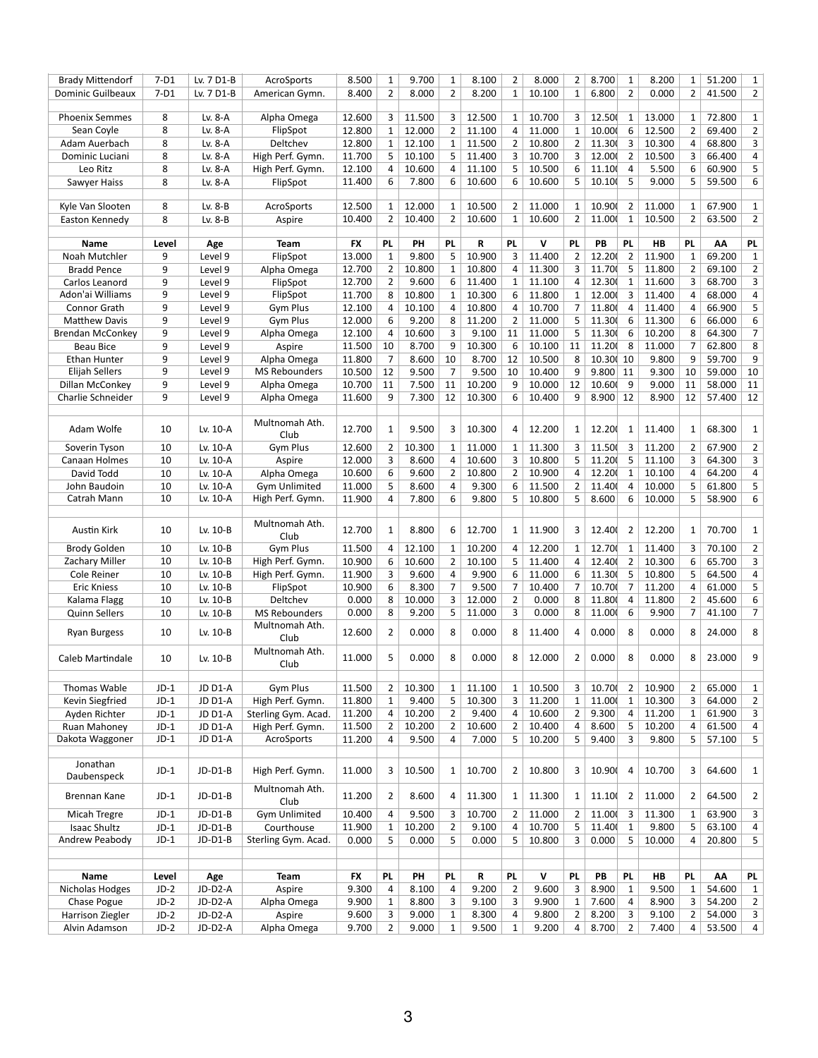| | | | | | | | | | | | | | | | | | |
|---|---|---|---|---|---|---|---|---|---|---|---|---|---|---|---|---|---|
| Brady Mittendorf | 7-D1 | Lv. 7 D1-B | AcroSports | 8.500 | 1 | 9.700 | 1 | 8.100 | 2 | 8.000 | 2 | 8.700 | 1 | 8.200 | 1 | 51.200 | 1 |
| Dominic Guilbeaux | 7-D1 | Lv. 7 D1-B | American Gymn. | 8.400 | 2 | 8.000 | 2 | 8.200 | 1 | 10.100 | 1 | 6.800 | 2 | 0.000 | 2 | 41.500 | 2 |
| | | | | | | | | | | | | | | | | | |
| Phoenix Semmes | 8 | Lv. 8-A | Alpha Omega | 12.600 | 3 | 11.500 | 3 | 12.500 | 1 | 10.700 | 3 | 12.500 | 1 | 13.000 | 1 | 72.800 | 1 |
| Sean Coyle | 8 | Lv. 8-A | FlipSpot | 12.800 | 1 | 12.000 | 2 | 11.100 | 4 | 11.000 | 1 | 10.000 | 6 | 12.500 | 2 | 69.400 | 2 |
| Adam Auerbach | 8 | Lv. 8-A | Deltchev | 12.800 | 1 | 12.100 | 1 | 11.500 | 2 | 10.800 | 2 | 11.300 | 3 | 10.300 | 4 | 68.800 | 3 |
| Dominic Luciani | 8 | Lv. 8-A | High Perf. Gymn. | 11.700 | 5 | 10.100 | 5 | 11.400 | 3 | 10.700 | 3 | 12.000 | 2 | 10.500 | 3 | 66.400 | 4 |
| Leo Ritz | 8 | Lv. 8-A | High Perf. Gymn. | 12.100 | 4 | 10.600 | 4 | 11.100 | 5 | 10.500 | 6 | 11.100 | 4 | 5.500 | 6 | 60.900 | 5 |
| Sawyer Haiss | 8 | Lv. 8-A | FlipSpot | 11.400 | 6 | 7.800 | 6 | 10.600 | 6 | 10.600 | 5 | 10.100 | 5 | 9.000 | 5 | 59.500 | 6 |
| | | | | | | | | | | | | | | | | | |
| Kyle Van Slooten | 8 | Lv. 8-B | AcroSports | 12.500 | 1 | 12.000 | 1 | 10.500 | 2 | 11.000 | 1 | 10.900 | 2 | 11.000 | 1 | 67.900 | 1 |
| Easton Kennedy | 8 | Lv. 8-B | Aspire | 10.400 | 2 | 10.400 | 2 | 10.600 | 1 | 10.600 | 2 | 11.000 | 1 | 10.500 | 2 | 63.500 | 2 |
| | | | | | | | | | | | | | | | | | |
| **Name** | **Level** | **Age** | **Team** | **FX** | **PL** | **PH** | **PL** | **R** | **PL** | **V** | **PL** | **PB** | **PL** | **HB** | **PL** | **AA** | **PL** |
| Noah Mutchler | 9 | Level 9 | FlipSpot | 13.000 | 1 | 9.800 | 5 | 10.900 | 3 | 11.400 | 2 | 12.200 | 2 | 11.900 | 1 | 69.200 | 1 |
| Bradd Pence | 9 | Level 9 | Alpha Omega | 12.700 | 2 | 10.800 | 1 | 10.800 | 4 | 11.300 | 3 | 11.700 | 5 | 11.800 | 2 | 69.100 | 2 |
| Carlos Leanord | 9 | Level 9 | FlipSpot | 12.700 | 2 | 9.600 | 6 | 11.400 | 1 | 11.100 | 4 | 12.300 | 1 | 11.600 | 3 | 68.700 | 3 |
| Adon'ai Williams | 9 | Level 9 | FlipSpot | 11.700 | 8 | 10.800 | 1 | 10.300 | 6 | 11.800 | 1 | 12.000 | 3 | 11.400 | 4 | 68.000 | 4 |
| Connor Grath | 9 | Level 9 | Gym Plus | 12.100 | 4 | 10.100 | 4 | 10.800 | 4 | 10.700 | 7 | 11.800 | 4 | 11.400 | 4 | 66.900 | 5 |
| Matthew Davis | 9 | Level 9 | Gym Plus | 12.000 | 6 | 9.200 | 8 | 11.200 | 2 | 11.000 | 5 | 11.300 | 6 | 11.300 | 6 | 66.000 | 6 |
| Brendan McConkey | 9 | Level 9 | Alpha Omega | 12.100 | 4 | 10.600 | 3 | 9.100 | 11 | 11.000 | 5 | 11.300 | 6 | 10.200 | 8 | 64.300 | 7 |
| Beau Bice | 9 | Level 9 | Aspire | 11.500 | 10 | 8.700 | 9 | 10.300 | 6 | 10.100 | 11 | 11.200 | 8 | 11.000 | 7 | 62.800 | 8 |
| Ethan Hunter | 9 | Level 9 | Alpha Omega | 11.800 | 7 | 8.600 | 10 | 8.700 | 12 | 10.500 | 8 | 10.300 | 10 | 9.800 | 9 | 59.700 | 9 |
| Elijah Sellers | 9 | Level 9 | MS Rebounders | 10.500 | 12 | 9.500 | 7 | 9.500 | 10 | 10.400 | 9 | 9.800 | 11 | 9.300 | 10 | 59.000 | 10 |
| Dillan McConkey | 9 | Level 9 | Alpha Omega | 10.700 | 11 | 7.500 | 11 | 10.200 | 9 | 10.000 | 12 | 10.600 | 9 | 9.000 | 11 | 58.000 | 11 |
| Charlie Schneider | 9 | Level 9 | Alpha Omega | 11.600 | 9 | 7.300 | 12 | 10.300 | 6 | 10.400 | 9 | 8.900 | 12 | 8.900 | 12 | 57.400 | 12 |
| | | | | | | | | | | | | | | | | | |
| Adam Wolfe | 10 | Lv. 10-A | Multnomah Ath. Club | 12.700 | 1 | 9.500 | 3 | 10.300 | 4 | 12.200 | 1 | 12.200 | 1 | 11.400 | 1 | 68.300 | 1 |
| Soverin Tyson | 10 | Lv. 10-A | Gym Plus | 12.600 | 2 | 10.300 | 1 | 11.000 | 1 | 11.300 | 3 | 11.500 | 3 | 11.200 | 2 | 67.900 | 2 |
| Canaan Holmes | 10 | Lv. 10-A | Aspire | 12.000 | 3 | 8.600 | 4 | 10.600 | 3 | 10.800 | 5 | 11.200 | 5 | 11.100 | 3 | 64.300 | 3 |
| David Todd | 10 | Lv. 10-A | Alpha Omega | 10.600 | 6 | 9.600 | 2 | 10.800 | 2 | 10.900 | 4 | 12.200 | 1 | 10.100 | 4 | 64.200 | 4 |
| John Baudoin | 10 | Lv. 10-A | Gym Unlimited | 11.000 | 5 | 8.600 | 4 | 9.300 | 6 | 11.500 | 2 | 11.400 | 4 | 10.000 | 5 | 61.800 | 5 |
| Catrah Mann | 10 | Lv. 10-A | High Perf. Gymn. | 11.900 | 4 | 7.800 | 6 | 9.800 | 5 | 10.800 | 5 | 8.600 | 6 | 10.000 | 5 | 58.900 | 6 |
| | | | | | | | | | | | | | | | | | |
| Austin Kirk | 10 | Lv. 10-B | Multnomah Ath. Club | 12.700 | 1 | 8.800 | 6 | 12.700 | 1 | 11.900 | 3 | 12.400 | 2 | 12.200 | 1 | 70.700 | 1 |
| Brody Golden | 10 | Lv. 10-B | Gym Plus | 11.500 | 4 | 12.100 | 1 | 10.200 | 4 | 12.200 | 1 | 12.700 | 1 | 11.400 | 3 | 70.100 | 2 |
| Zachary Miller | 10 | Lv. 10-B | High Perf. Gymn. | 10.900 | 6 | 10.600 | 2 | 10.100 | 5 | 11.400 | 4 | 12.400 | 2 | 10.300 | 6 | 65.700 | 3 |
| Cole Reiner | 10 | Lv. 10-B | High Perf. Gymn. | 11.900 | 3 | 9.600 | 4 | 9.900 | 6 | 11.000 | 6 | 11.300 | 5 | 10.800 | 5 | 64.500 | 4 |
| Eric Kniess | 10 | Lv. 10-B | FlipSpot | 10.900 | 6 | 8.300 | 7 | 9.500 | 7 | 10.400 | 7 | 10.700 | 7 | 11.200 | 4 | 61.000 | 5 |
| Kalama Flagg | 10 | Lv. 10-B | Deltchev | 0.000 | 8 | 10.000 | 3 | 12.000 | 2 | 0.000 | 8 | 11.800 | 4 | 11.800 | 2 | 45.600 | 6 |
| Quinn Sellers | 10 | Lv. 10-B | MS Rebounders | 0.000 | 8 | 9.200 | 5 | 11.000 | 3 | 0.000 | 8 | 11.000 | 6 | 9.900 | 7 | 41.100 | 7 |
| Ryan Burgess | 10 | Lv. 10-B | Multnomah Ath. Club | 12.600 | 2 | 0.000 | 8 | 0.000 | 8 | 11.400 | 4 | 0.000 | 8 | 0.000 | 8 | 24.000 | 8 |
| Caleb Martindale | 10 | Lv. 10-B | Multnomah Ath. Club | 11.000 | 5 | 0.000 | 8 | 0.000 | 8 | 12.000 | 2 | 0.000 | 8 | 0.000 | 8 | 23.000 | 9 |
| | | | | | | | | | | | | | | | | | |
| Thomas Wable | JD-1 | JD D1-A | Gym Plus | 11.500 | 2 | 10.300 | 1 | 11.100 | 1 | 10.500 | 3 | 10.700 | 2 | 10.900 | 2 | 65.000 | 1 |
| Kevin Siegfried | JD-1 | JD D1-A | High Perf. Gymn. | 11.800 | 1 | 9.400 | 5 | 10.300 | 3 | 11.200 | 1 | 11.000 | 1 | 10.300 | 3 | 64.000 | 2 |
| Ayden Richter | JD-1 | JD D1-A | Sterling Gym. Acad. | 11.200 | 4 | 10.200 | 2 | 9.400 | 4 | 10.600 | 2 | 9.300 | 4 | 11.200 | 1 | 61.900 | 3 |
| Ruan Mahoney | JD-1 | JD D1-A | High Perf. Gymn. | 11.500 | 2 | 10.200 | 2 | 10.600 | 2 | 10.400 | 4 | 8.600 | 5 | 10.200 | 4 | 61.500 | 4 |
| Dakota Waggoner | JD-1 | JD D1-A | AcroSports | 11.200 | 4 | 9.500 | 4 | 7.000 | 5 | 10.200 | 5 | 9.400 | 3 | 9.800 | 5 | 57.100 | 5 |
| | | | | | | | | | | | | | | | | | |
| Jonathan Daubenspeck | JD-1 | JD-D1-B | High Perf. Gymn. | 11.000 | 3 | 10.500 | 1 | 10.700 | 2 | 10.800 | 3 | 10.900 | 4 | 10.700 | 3 | 64.600 | 1 |
| Brennan Kane | JD-1 | JD-D1-B | Multnomah Ath. Club | 11.200 | 2 | 8.600 | 4 | 11.300 | 1 | 11.300 | 1 | 11.100 | 2 | 11.000 | 2 | 64.500 | 2 |
| Micah Tregre | JD-1 | JD-D1-B | Gym Unlimited | 10.400 | 4 | 9.500 | 3 | 10.700 | 2 | 11.000 | 2 | 11.000 | 3 | 11.300 | 1 | 63.900 | 3 |
| Isaac Shultz | JD-1 | JD-D1-B | Courthouse | 11.900 | 1 | 10.200 | 2 | 9.100 | 4 | 10.700 | 5 | 11.400 | 1 | 9.800 | 5 | 63.100 | 4 |
| Andrew Peabody | JD-1 | JD-D1-B | Sterling Gym. Acad. | 0.000 | 5 | 0.000 | 5 | 0.000 | 5 | 10.800 | 3 | 0.000 | 5 | 10.000 | 4 | 20.800 | 5 |
| | | | | | | | | | | | | | | | | | |
| **Name** | **Level** | **Age** | **Team** | **FX** | **PL** | **PH** | **PL** | **R** | **PL** | **V** | **PL** | **PB** | **PL** | **HB** | **PL** | **AA** | **PL** |
| Nicholas Hodges | JD-2 | JD-D2-A | Aspire | 9.300 | 4 | 8.100 | 4 | 9.200 | 2 | 9.600 | 3 | 8.900 | 1 | 9.500 | 1 | 54.600 | 1 |
| Chase Pogue | JD-2 | JD-D2-A | Alpha Omega | 9.900 | 1 | 8.800 | 3 | 9.100 | 3 | 9.900 | 1 | 7.600 | 4 | 8.900 | 3 | 54.200 | 2 |
| Harrison Ziegler | JD-2 | JD-D2-A | Aspire | 9.600 | 3 | 9.000 | 1 | 8.300 | 4 | 9.800 | 2 | 8.200 | 3 | 9.100 | 2 | 54.000 | 3 |
| Alvin Adamson | JD-2 | JD-D2-A | Alpha Omega | 9.700 | 2 | 9.000 | 1 | 9.500 | 1 | 9.200 | 4 | 8.700 | 2 | 7.400 | 4 | 53.500 | 4 |